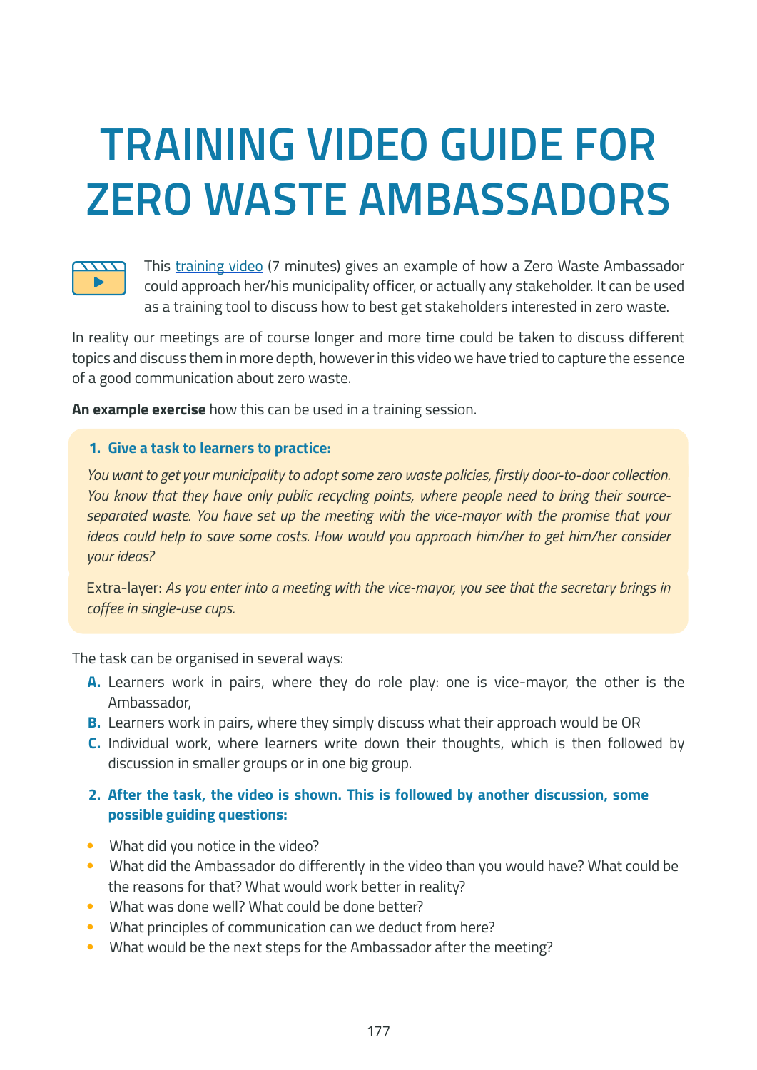# TRAINING VIDEO GUIDE FOR ZERO WASTE AMBASSADORS

This training video (7 minutes) gives an example of how a Zero Waste Ambassador could approach her/his municipality officer, or actually any stakeholder. It can be used as a training tool to discuss how to best get stakeholders interested in zero waste.

In reality our meetings are of course longer and more time could be taken to discuss different topics and discuss them in more depth, however in this video we have tried to capture the essence of a good communication about zero waste.

**An example exercise** how this can be used in a training session.

1. **Give a task to learners to practice:**

*You want to get your municipality to adopt some zero waste policies, firstly door-to-door collection. You know that they have only public recycling points, where people need to bring their source-separated waste. You have set up the meeting with the vice-mayor with the promise that your ideas could help to save some costs. How would you approach him/her to get him/her consider your ideas?*

Extra-layer: *As you enter into a meeting with the vice-mayor, you see that the secretary brings in coffee in single-use cups.*

The task can be organised in several ways:

- **A.** Learners work in pairs, where they do role play: one is vice-mayor, the other is the Ambassador,
- **B.** Learners work in pairs, where they simply discuss what their approach would be OR
- **C.** Individual work, where learners write down their thoughts, which is then followed by discussion in smaller groups or in one big group.

2. **After the task, the video is shown. This is followed by another discussion, some possible guiding questions:**

- What did you notice in the video?
- What did the Ambassador do differently in the video than you would have? What could be the reasons for that? What would work better in reality?
- What was done well? What could be done better?
- What principles of communication can we deduct from here?
- What would be the next steps for the Ambassador after the meeting?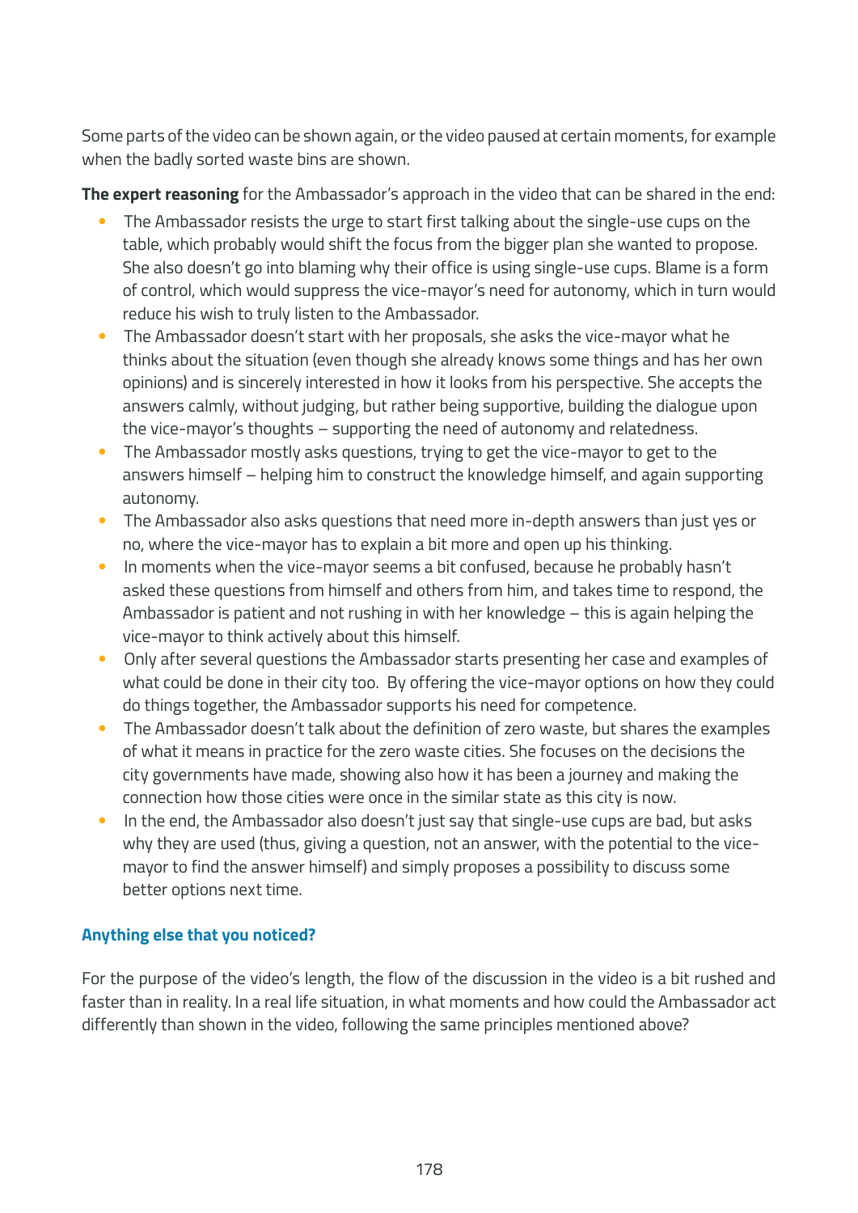Some parts of the video can be shown again, or the video paused at certain moments, for example when the badly sorted waste bins are shown.

**The expert reasoning** for the Ambassador's approach in the video that can be shared in the end:

- The Ambassador resists the urge to start first talking about the single-use cups on the table, which probably would shift the focus from the bigger plan she wanted to propose. She also doesn't go into blaming why their office is using single-use cups. Blame is a form of control, which would suppress the vice-mayor's need for autonomy, which in turn would reduce his wish to truly listen to the Ambassador.
- The Ambassador doesn't start with her proposals, she asks the vice-mayor what he thinks about the situation (even though she already knows some things and has her own opinions) and is sincerely interested in how it looks from his perspective. She accepts the answers calmly, without judging, but rather being supportive, building the dialogue upon the vice-mayor's thoughts – supporting the need of autonomy and relatedness.
- The Ambassador mostly asks questions, trying to get the vice-mayor to get to the answers himself – helping him to construct the knowledge himself, and again supporting autonomy.
- The Ambassador also asks questions that need more in-depth answers than just yes or no, where the vice-mayor has to explain a bit more and open up his thinking.
- In moments when the vice-mayor seems a bit confused, because he probably hasn't asked these questions from himself and others from him, and takes time to respond, the Ambassador is patient and not rushing in with her knowledge – this is again helping the vice-mayor to think actively about this himself.
- Only after several questions the Ambassador starts presenting her case and examples of what could be done in their city too. By offering the vice-mayor options on how they could do things together, the Ambassador supports his need for competence.
- The Ambassador doesn't talk about the definition of zero waste, but shares the examples of what it means in practice for the zero waste cities. She focuses on the decisions the city governments have made, showing also how it has been a journey and making the connection how those cities were once in the similar state as this city is now.
- In the end, the Ambassador also doesn't just say that single-use cups are bad, but asks why they are used (thus, giving a question, not an answer, with the potential to the vice-mayor to find the answer himself) and simply proposes a possibility to discuss some better options next time.

### Anything else that you noticed?

For the purpose of the video's length, the flow of the discussion in the video is a bit rushed and faster than in reality. In a real life situation, in what moments and how could the Ambassador act differently than shown in the video, following the same principles mentioned above?